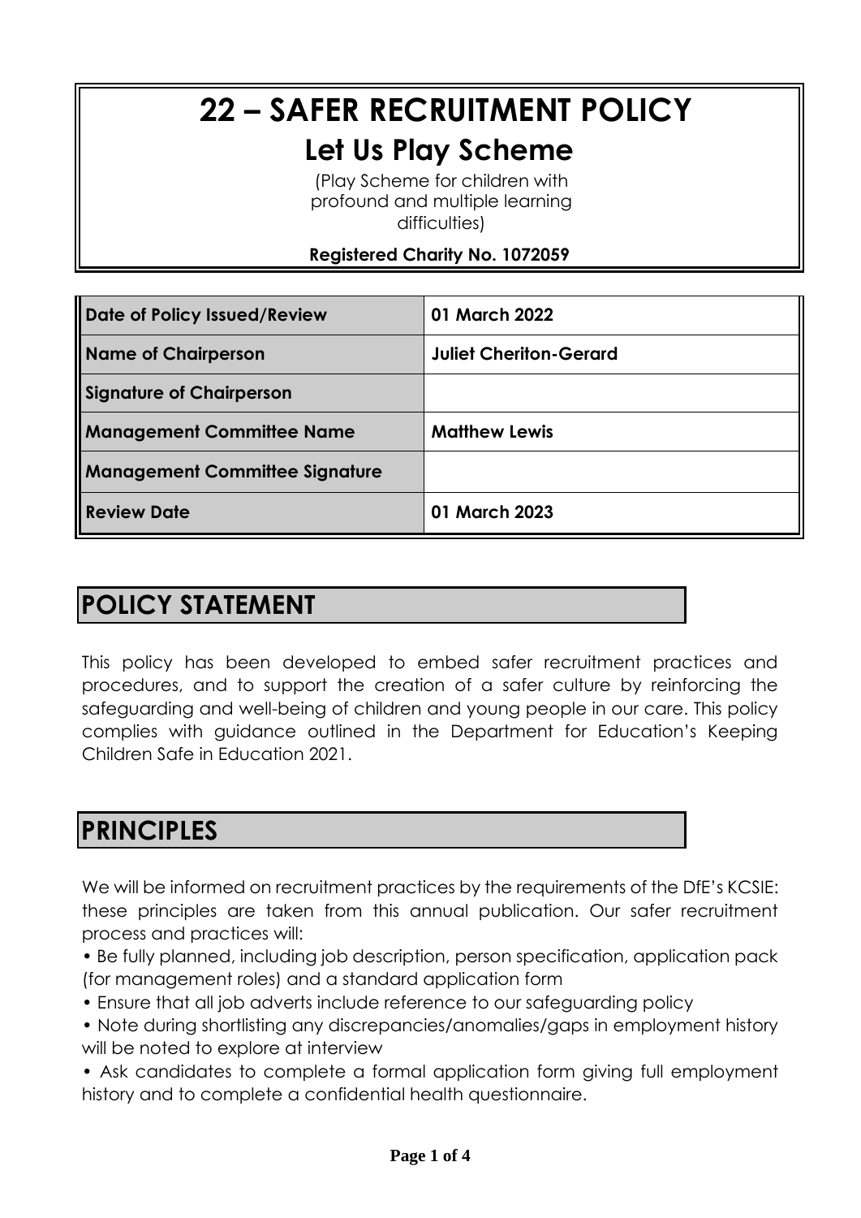# 22 – SAFER RECRUITMENT POLICY

## Let Us Play Scheme

(Play Scheme for children with profound and multiple learning difficulties)

**Registered Charity No. 1072059**

| | |
|---|---|
| **Date of Policy Issued/Review** | **01 March 2022** |
| **Name of Chairperson** | **Juliet Cheriton-Gerard** |
| **Signature of Chairperson** | |
| **Management Committee Name** | **Matthew Lewis** |
| **Management Committee Signature** | |
| **Review Date** | **01 March 2023** |

## POLICY STATEMENT

This policy has been developed to embed safer recruitment practices and procedures, and to support the creation of a safer culture by reinforcing the safeguarding and well-being of children and young people in our care. This policy complies with guidance outlined in the Department for Education's Keeping Children Safe in Education 2021.

## PRINCIPLES

We will be informed on recruitment practices by the requirements of the DfE's KCSIE: these principles are taken from this annual publication. Our safer recruitment process and practices will:

- Be fully planned, including job description, person specification, application pack (for management roles) and a standard application form
- Ensure that all job adverts include reference to our safeguarding policy
- Note during shortlisting any discrepancies/anomalies/gaps in employment history will be noted to explore at interview
- Ask candidates to complete a formal application form giving full employment history and to complete a confidential health questionnaire.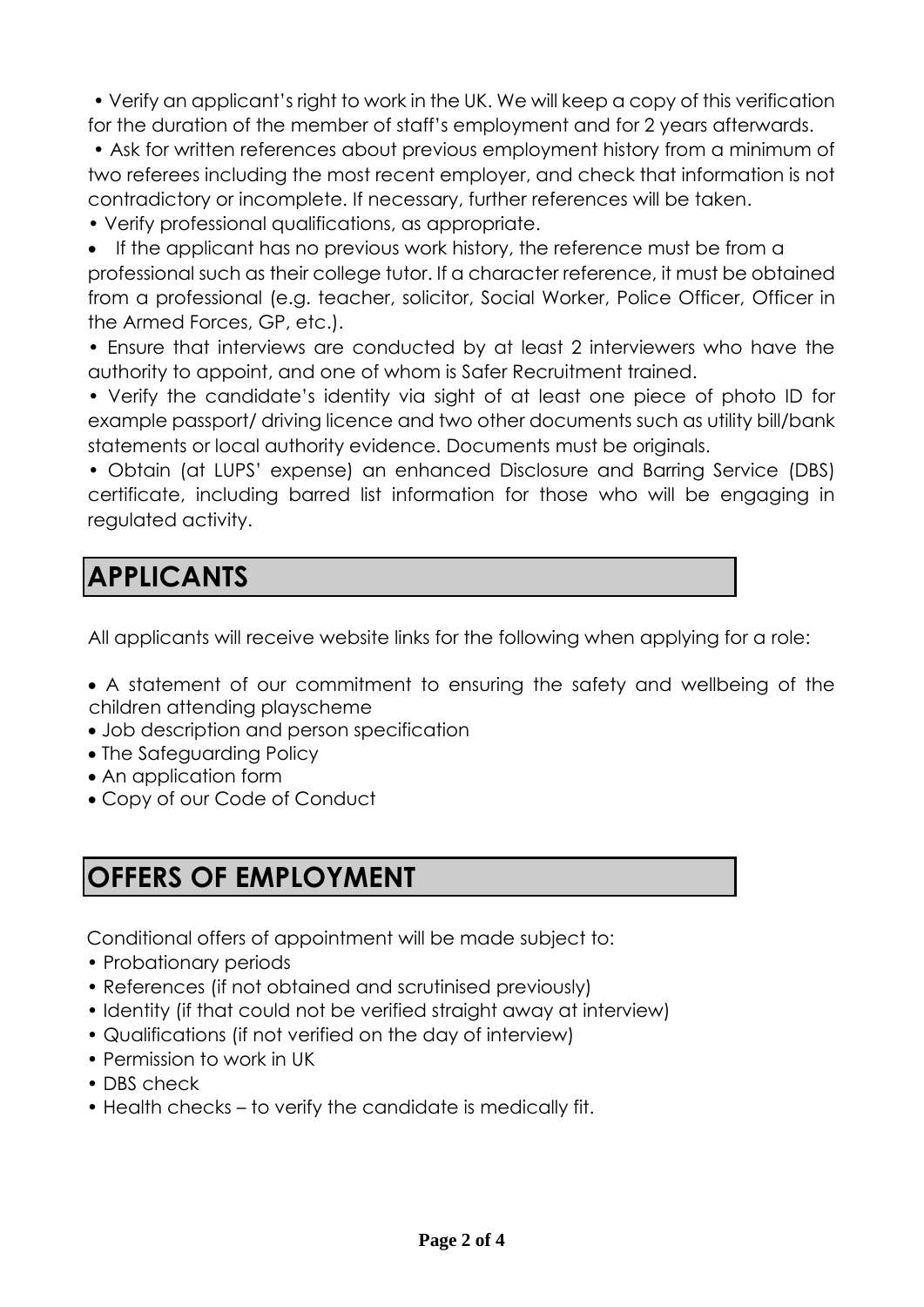- Verify an applicant's right to work in the UK. We will keep a copy of this verification for the duration of the member of staff's employment and for 2 years afterwards.
- Ask for written references about previous employment history from a minimum of two referees including the most recent employer, and check that information is not contradictory or incomplete. If necessary, further references will be taken.
- Verify professional qualifications, as appropriate.
- If the applicant has no previous work history, the reference must be from a professional such as their college tutor. If a character reference, it must be obtained from a professional (e.g. teacher, solicitor, Social Worker, Police Officer, Officer in the Armed Forces, GP, etc.).
- Ensure that interviews are conducted by at least 2 interviewers who have the authority to appoint, and one of whom is Safer Recruitment trained.
- Verify the candidate's identity via sight of at least one piece of photo ID for example passport/ driving licence and two other documents such as utility bill/bank statements or local authority evidence. Documents must be originals.
- Obtain (at LUPS' expense) an enhanced Disclosure and Barring Service (DBS) certificate, including barred list information for those who will be engaging in regulated activity.

## APPLICANTS

All applicants will receive website links for the following when applying for a role:

- A statement of our commitment to ensuring the safety and wellbeing of the children attending playscheme
- Job description and person specification
- The Safeguarding Policy
- An application form
- Copy of our Code of Conduct

## OFFERS OF EMPLOYMENT

Conditional offers of appointment will be made subject to:

- Probationary periods
- References (if not obtained and scrutinised previously)
- Identity (if that could not be verified straight away at interview)
- Qualifications (if not verified on the day of interview)
- Permission to work in UK
- DBS check
- Health checks – to verify the candidate is medically fit.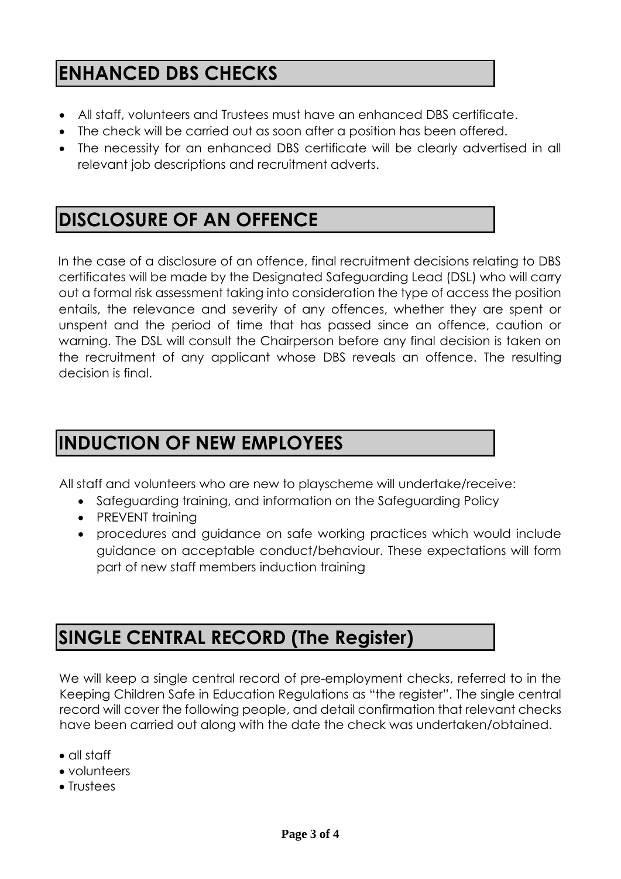## ENHANCED DBS CHECKS

- All staff, volunteers and Trustees must have an enhanced DBS certificate.
- The check will be carried out as soon after a position has been offered.
- The necessity for an enhanced DBS certificate will be clearly advertised in all relevant job descriptions and recruitment adverts.

## DISCLOSURE OF AN OFFENCE

In the case of a disclosure of an offence, final recruitment decisions relating to DBS certificates will be made by the Designated Safeguarding Lead (DSL) who will carry out a formal risk assessment taking into consideration the type of access the position entails, the relevance and severity of any offences, whether they are spent or unspent and the period of time that has passed since an offence, caution or warning. The DSL will consult the Chairperson before any final decision is taken on the recruitment of any applicant whose DBS reveals an offence. The resulting decision is final.

## INDUCTION OF NEW EMPLOYEES

All staff and volunteers who are new to playscheme will undertake/receive:

- Safeguarding training, and information on the Safeguarding Policy
- PREVENT training
- procedures and guidance on safe working practices which would include guidance on acceptable conduct/behaviour. These expectations will form part of new staff members induction training

## SINGLE CENTRAL RECORD (The Register)

We will keep a single central record of pre-employment checks, referred to in the Keeping Children Safe in Education Regulations as "the register". The single central record will cover the following people, and detail confirmation that relevant checks have been carried out along with the date the check was undertaken/obtained.

- all staff
- volunteers
- Trustees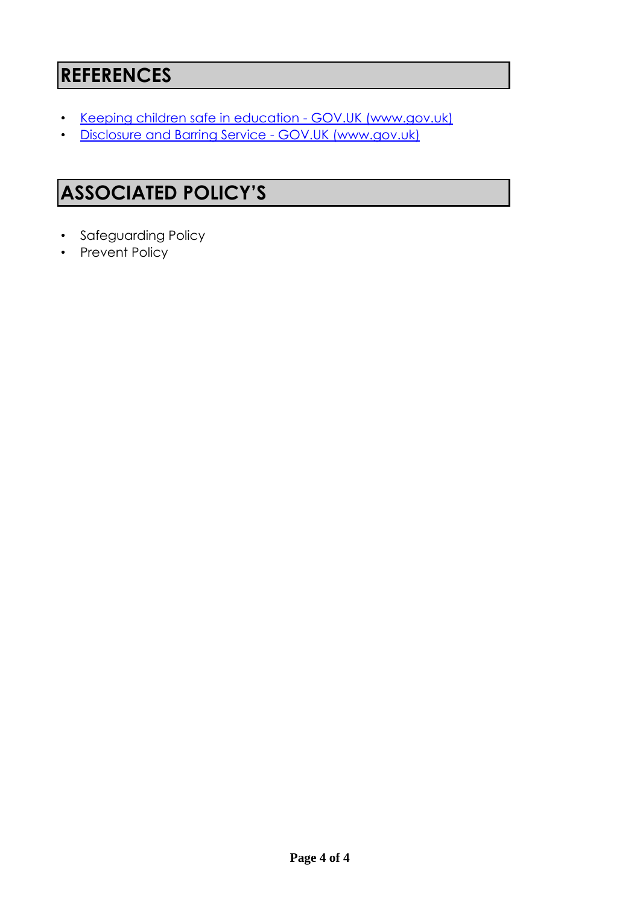## REFERENCES

- Keeping children safe in education - GOV.UK (www.gov.uk)
- Disclosure and Barring Service - GOV.UK (www.gov.uk)

## ASSOCIATED POLICY'S

- Safeguarding Policy
- Prevent Policy